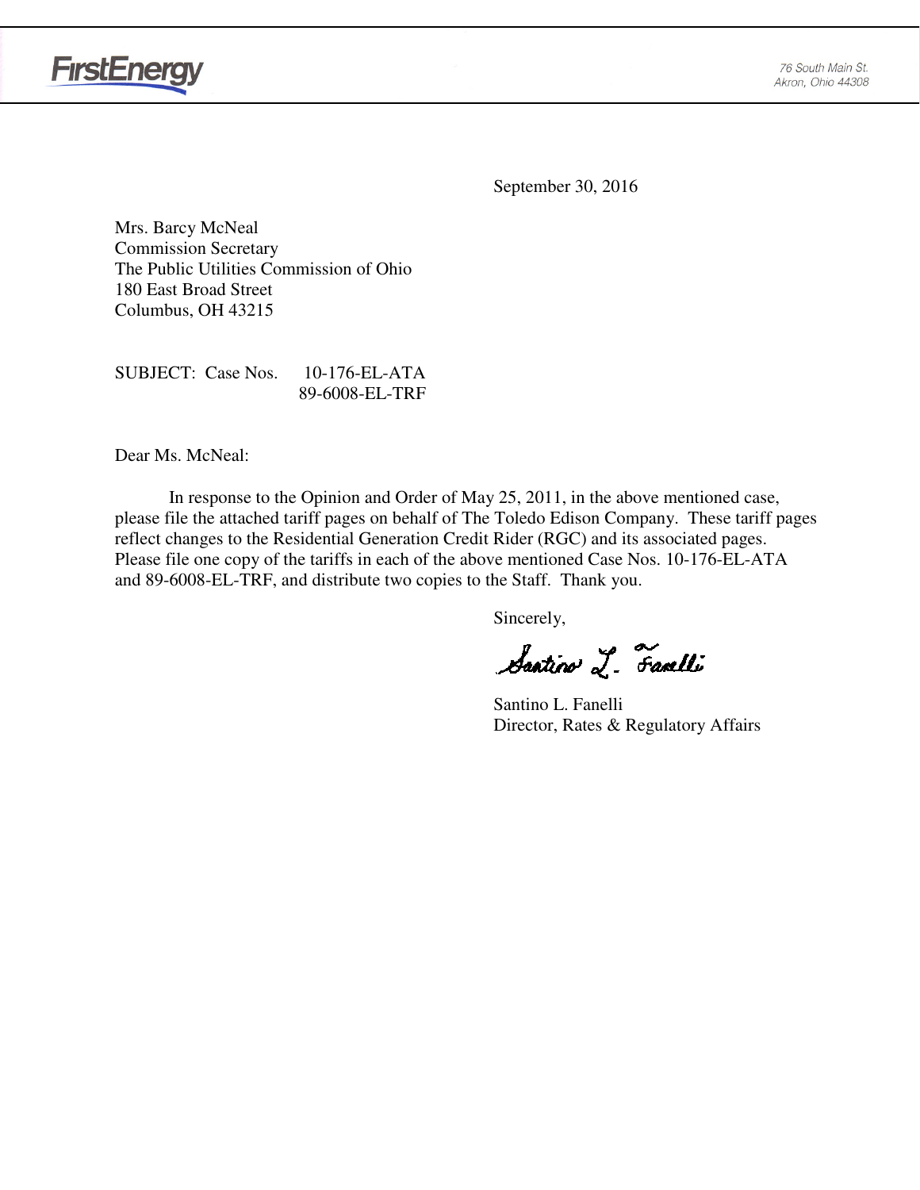FirstEnergy

76 South Main St.
Akron, Ohio 44308

September 30, 2016

Mrs. Barcy McNeal
Commission Secretary
The Public Utilities Commission of Ohio
180 East Broad Street
Columbus, OH 43215

SUBJECT: Case Nos. 10-176-EL-ATA
89-6008-EL-TRF

Dear Ms. McNeal:

In response to the Opinion and Order of May 25, 2011, in the above mentioned case, please file the attached tariff pages on behalf of The Toledo Edison Company. These tariff pages reflect changes to the Residential Generation Credit Rider (RGC) and its associated pages. Please file one copy of the tariffs in each of the above mentioned Case Nos. 10-176-EL-ATA and 89-6008-EL-TRF, and distribute two copies to the Staff. Thank you.

Sincerely,

Santino L. Fanelli

Santino L. Fanelli
Director, Rates & Regulatory Affairs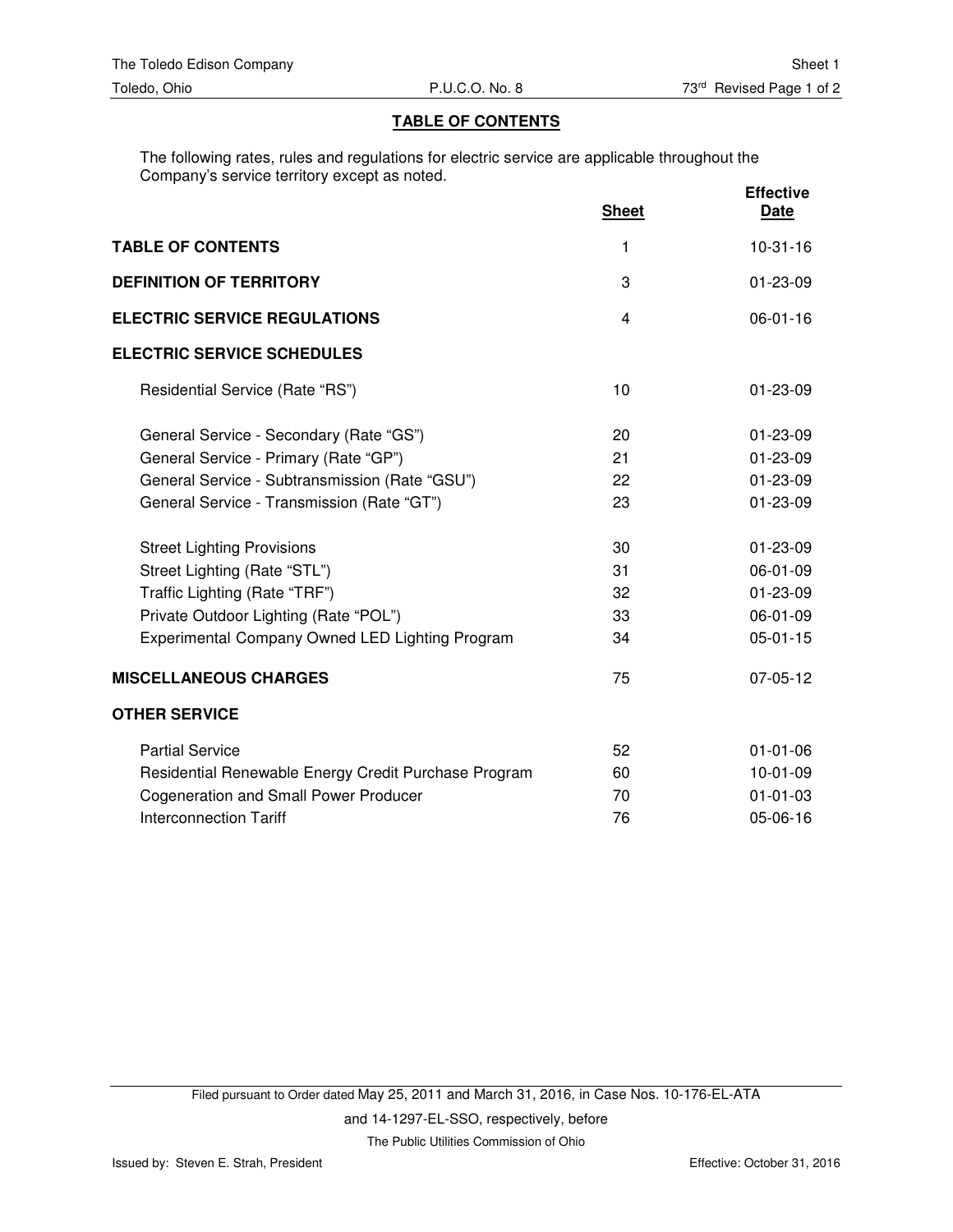## TABLE OF CONTENTS

The following rates, rules and regulations for electric service are applicable throughout the Company's service territory except as noted.

| | Sheet | Effective Date |
|---|---|---|
| **TABLE OF CONTENTS** | 1 | 10-31-16 |
| **DEFINITION OF TERRITORY** | 3 | 01-23-09 |
| **ELECTRIC SERVICE REGULATIONS** | 4 | 06-01-16 |
| **ELECTRIC SERVICE SCHEDULES** | | |
| Residential Service (Rate "RS") | 10 | 01-23-09 |
| General Service - Secondary (Rate "GS") | 20 | 01-23-09 |
| General Service - Primary (Rate "GP") | 21 | 01-23-09 |
| General Service - Subtransmission (Rate "GSU") | 22 | 01-23-09 |
| General Service - Transmission (Rate "GT") | 23 | 01-23-09 |
| Street Lighting Provisions | 30 | 01-23-09 |
| Street Lighting (Rate "STL") | 31 | 06-01-09 |
| Traffic Lighting (Rate "TRF") | 32 | 01-23-09 |
| Private Outdoor Lighting (Rate "POL") | 33 | 06-01-09 |
| Experimental Company Owned LED Lighting Program | 34 | 05-01-15 |
| **MISCELLANEOUS CHARGES** | 75 | 07-05-12 |
| **OTHER SERVICE** | | |
| Partial Service | 52 | 01-01-06 |
| Residential Renewable Energy Credit Purchase Program | 60 | 10-01-09 |
| Cogeneration and Small Power Producer | 70 | 01-01-03 |
| Interconnection Tariff | 76 | 05-06-16 |

Filed pursuant to Order dated May 25, 2011 and March 31, 2016, in Case Nos. 10-176-EL-ATA and 14-1297-EL-SSO, respectively, before The Public Utilities Commission of Ohio

Issued by: Steven E. Strah, President

Effective: October 31, 2016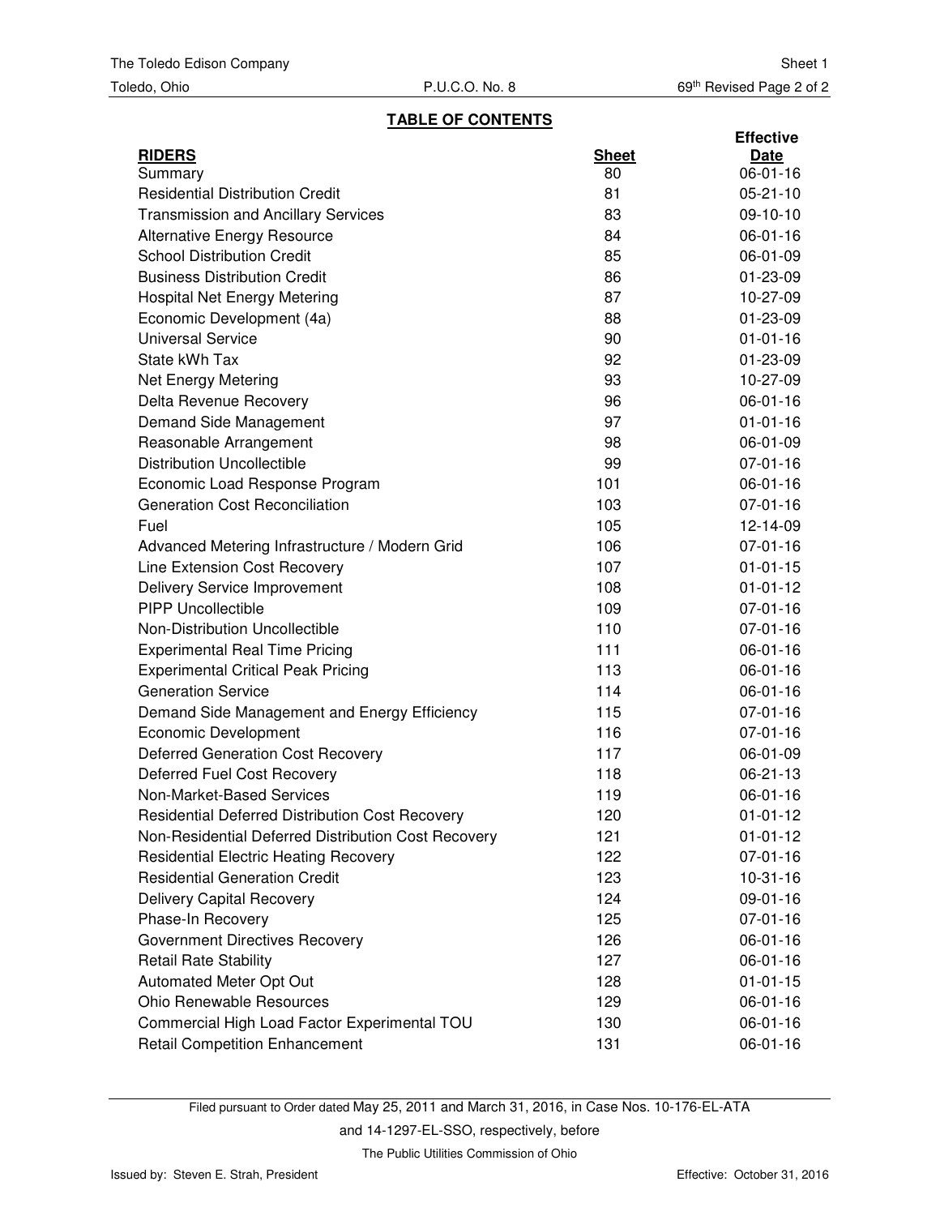The Toledo Edison Company Sheet 1
Toledo, Ohio P.U.C.O. No. 8 69th Revised Page 2 of 2

## TABLE OF CONTENTS

| RIDERS | Sheet | Effective Date |
|---|---|---|
| Summary | 80 | 06-01-16 |
| Residential Distribution Credit | 81 | 05-21-10 |
| Transmission and Ancillary Services | 83 | 09-10-10 |
| Alternative Energy Resource | 84 | 06-01-16 |
| School Distribution Credit | 85 | 06-01-09 |
| Business Distribution Credit | 86 | 01-23-09 |
| Hospital Net Energy Metering | 87 | 10-27-09 |
| Economic Development (4a) | 88 | 01-23-09 |
| Universal Service | 90 | 01-01-16 |
| State kWh Tax | 92 | 01-23-09 |
| Net Energy Metering | 93 | 10-27-09 |
| Delta Revenue Recovery | 96 | 06-01-16 |
| Demand Side Management | 97 | 01-01-16 |
| Reasonable Arrangement | 98 | 06-01-09 |
| Distribution Uncollectible | 99 | 07-01-16 |
| Economic Load Response Program | 101 | 06-01-16 |
| Generation Cost Reconciliation | 103 | 07-01-16 |
| Fuel | 105 | 12-14-09 |
| Advanced Metering Infrastructure / Modern Grid | 106 | 07-01-16 |
| Line Extension Cost Recovery | 107 | 01-01-15 |
| Delivery Service Improvement | 108 | 01-01-12 |
| PIPP Uncollectible | 109 | 07-01-16 |
| Non-Distribution Uncollectible | 110 | 07-01-16 |
| Experimental Real Time Pricing | 111 | 06-01-16 |
| Experimental Critical Peak Pricing | 113 | 06-01-16 |
| Generation Service | 114 | 06-01-16 |
| Demand Side Management and Energy Efficiency | 115 | 07-01-16 |
| Economic Development | 116 | 07-01-16 |
| Deferred Generation Cost Recovery | 117 | 06-01-09 |
| Deferred Fuel Cost Recovery | 118 | 06-21-13 |
| Non-Market-Based Services | 119 | 06-01-16 |
| Residential Deferred Distribution Cost Recovery | 120 | 01-01-12 |
| Non-Residential Deferred Distribution Cost Recovery | 121 | 01-01-12 |
| Residential Electric Heating Recovery | 122 | 07-01-16 |
| Residential Generation Credit | 123 | 10-31-16 |
| Delivery Capital Recovery | 124 | 09-01-16 |
| Phase-In Recovery | 125 | 07-01-16 |
| Government Directives Recovery | 126 | 06-01-16 |
| Retail Rate Stability | 127 | 06-01-16 |
| Automated Meter Opt Out | 128 | 01-01-15 |
| Ohio Renewable Resources | 129 | 06-01-16 |
| Commercial High Load Factor Experimental TOU | 130 | 06-01-16 |
| Retail Competition Enhancement | 131 | 06-01-16 |

Filed pursuant to Order dated May 25, 2011 and March 31, 2016, in Case Nos. 10-176-EL-ATA and 14-1297-EL-SSO, respectively, before The Public Utilities Commission of Ohio

Issued by: Steven E. Strah, President Effective: October 31, 2016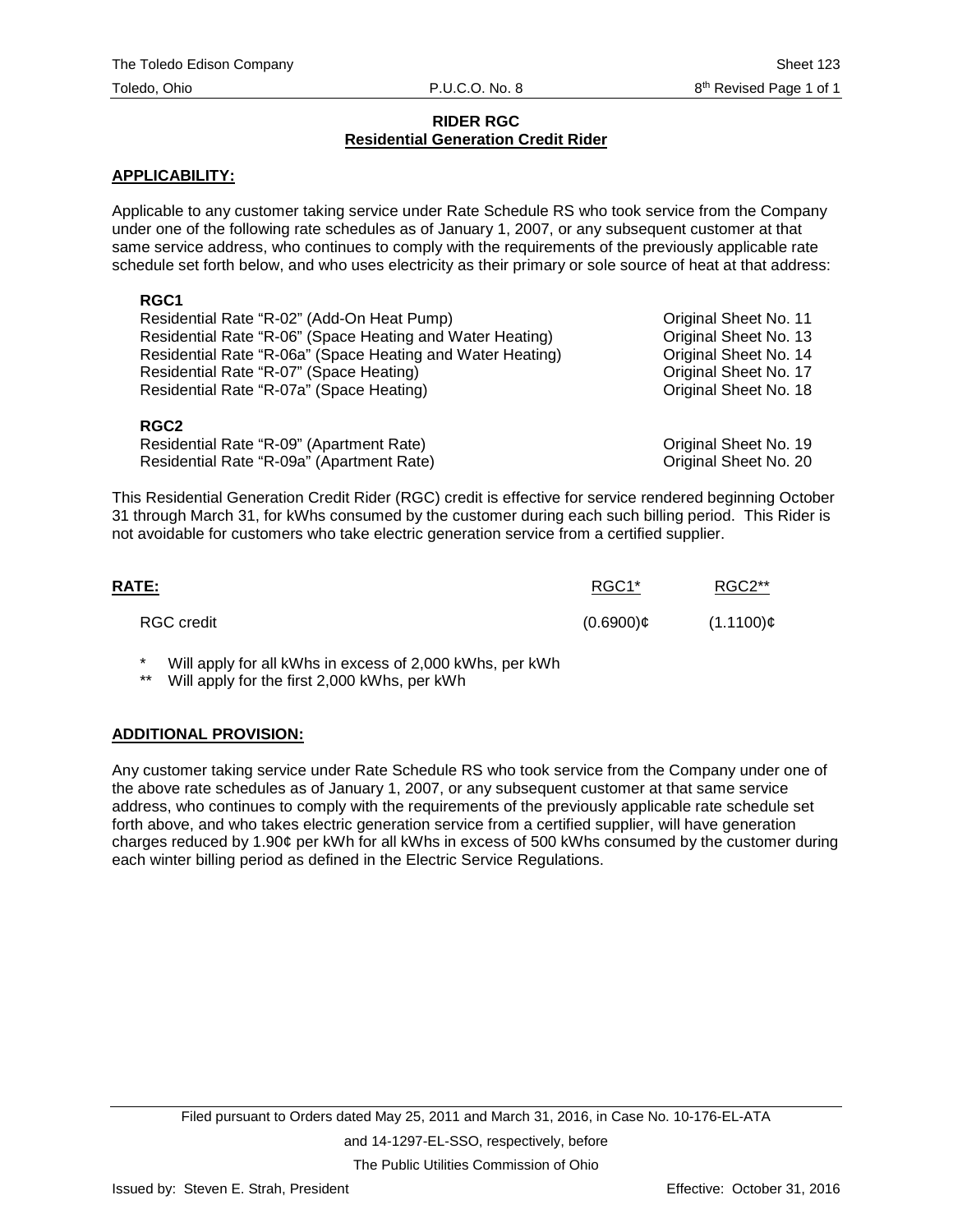## RIDER RGC
## Residential Generation Credit Rider

**APPLICABILITY:**

Applicable to any customer taking service under Rate Schedule RS who took service from the Company under one of the following rate schedules as of January 1, 2007, or any subsequent customer at that same service address, who continues to comply with the requirements of the previously applicable rate schedule set forth below, and who uses electricity as their primary or sole source of heat at that address:

**RGC1**

| | |
|---|---|
| Residential Rate "R-02" (Add-On Heat Pump) | Original Sheet No. 11 |
| Residential Rate "R-06" (Space Heating and Water Heating) | Original Sheet No. 13 |
| Residential Rate "R-06a" (Space Heating and Water Heating) | Original Sheet No. 14 |
| Residential Rate "R-07" (Space Heating) | Original Sheet No. 17 |
| Residential Rate "R-07a" (Space Heating) | Original Sheet No. 18 |

**RGC2**

| | |
|---|---|
| Residential Rate "R-09" (Apartment Rate) | Original Sheet No. 19 |
| Residential Rate "R-09a" (Apartment Rate) | Original Sheet No. 20 |

This Residential Generation Credit Rider (RGC) credit is effective for service rendered beginning October 31 through March 31, for kWhs consumed by the customer during each such billing period. This Rider is not avoidable for customers who take electric generation service from a certified supplier.

| **RATE:** | RGC1* | RGC2** |
|---|---|---|
| RGC credit | (0.6900)¢ | (1.1100)¢ |

\* Will apply for all kWhs in excess of 2,000 kWhs, per kWh

\** Will apply for the first 2,000 kWhs, per kWh

**ADDITIONAL PROVISION:**

Any customer taking service under Rate Schedule RS who took service from the Company under one of the above rate schedules as of January 1, 2007, or any subsequent customer at that same service address, who continues to comply with the requirements of the previously applicable rate schedule set forth above, and who takes electric generation service from a certified supplier, will have generation charges reduced by 1.90¢ per kWh for all kWhs in excess of 500 kWhs consumed by the customer during each winter billing period as defined in the Electric Service Regulations.

Filed pursuant to Orders dated May 25, 2011 and March 31, 2016, in Case No. 10-176-EL-ATA and 14-1297-EL-SSO, respectively, before The Public Utilities Commission of Ohio

Issued by: Steven E. Strah, President

Effective: October 31, 2016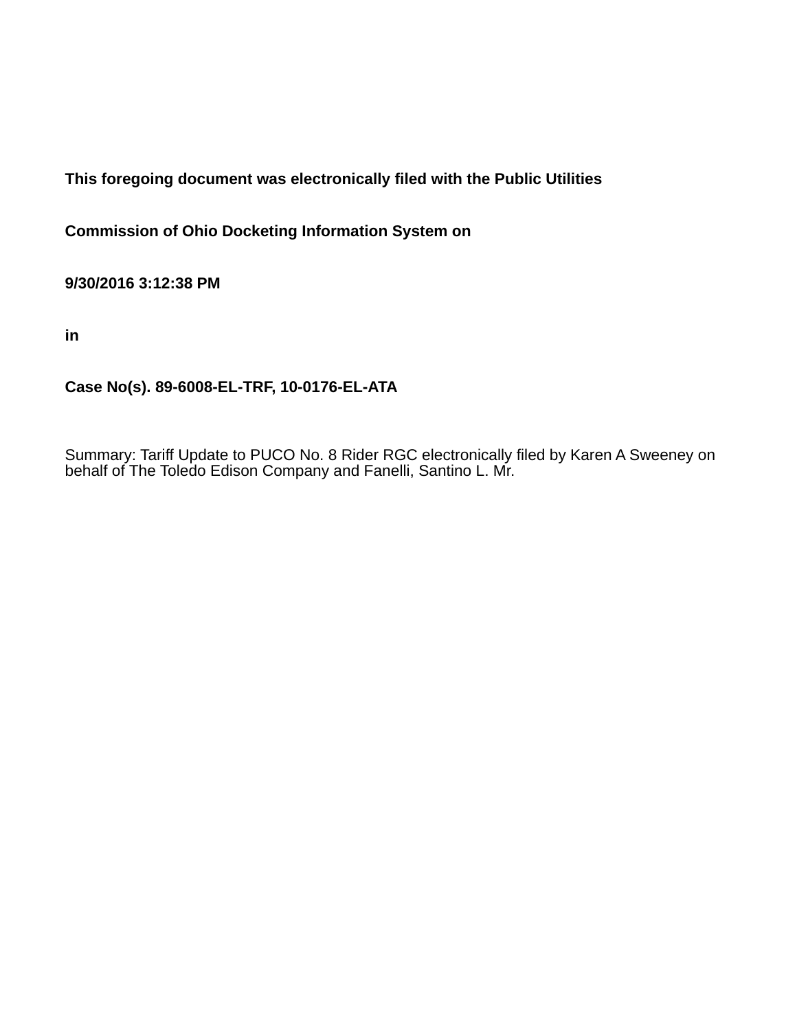**This foregoing document was electronically filed with the Public Utilities**

**Commission of Ohio Docketing Information System on**

**9/30/2016 3:12:38 PM**

**in**

**Case No(s). 89-6008-EL-TRF, 10-0176-EL-ATA**

Summary: Tariff Update to PUCO No. 8 Rider RGC electronically filed by Karen A Sweeney on behalf of The Toledo Edison Company and Fanelli, Santino L. Mr.